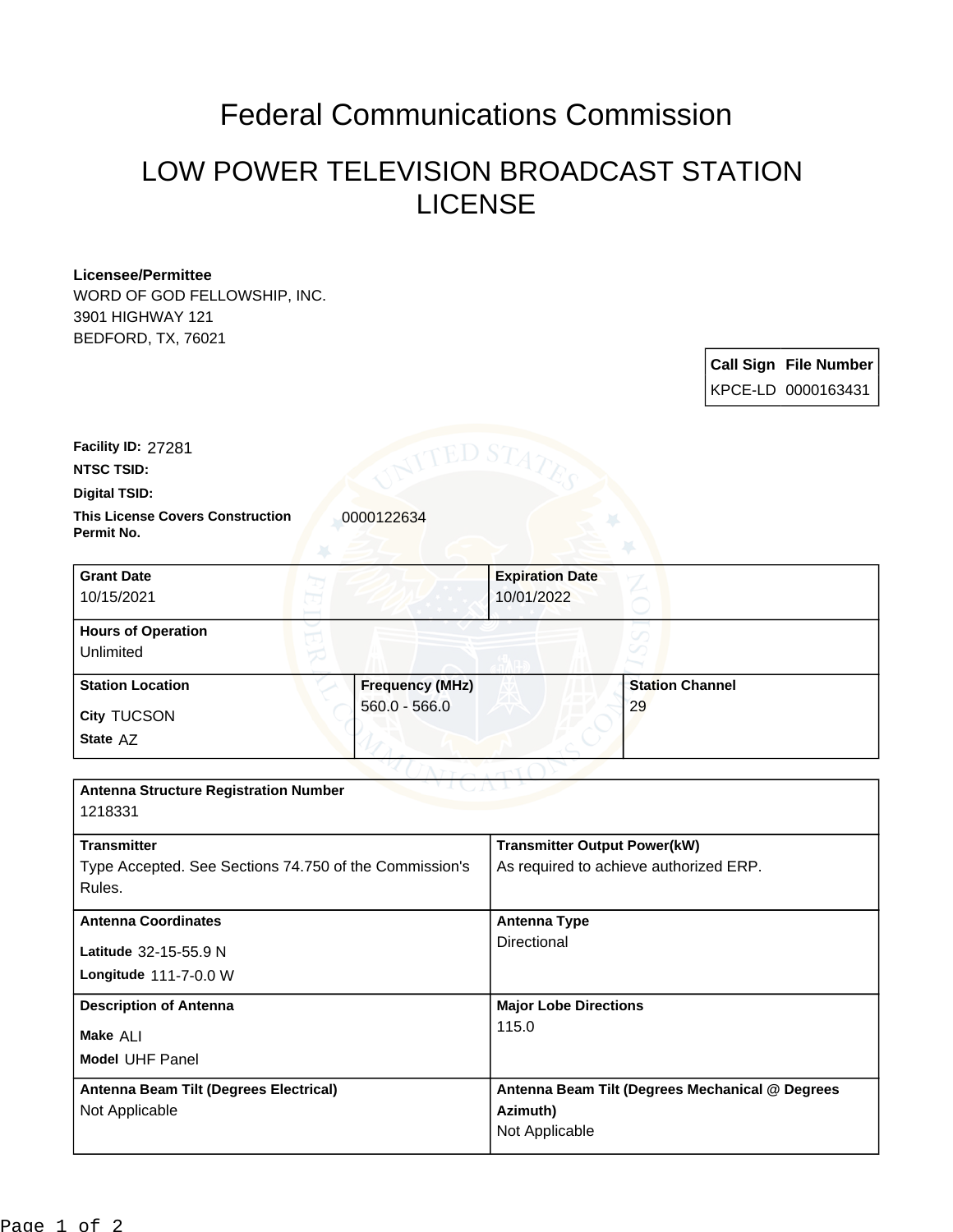# Federal Communications Commission

## LOW POWER TELEVISION BROADCAST STATION LICENSE

**Licensee/Permittee**
WORD OF GOD FELLOWSHIP, INC.
3901 HIGHWAY 121
BEDFORD, TX, 76021

| Call Sign | File Number |
|---|---|
| KPCE-LD | 0000163431 |

**Facility ID:** 27281

**NTSC TSID:**

**Digital TSID:**

**This License Covers Construction Permit No.** 0000122634

| Grant Date | Expiration Date |
|---|---|
| 10/15/2021 | 10/01/2022 |

**Hours of Operation**
Unlimited

| Station Location | Frequency (MHz) | Station Channel |
|---|---|---|
| City TUCSON<br>State AZ | 560.0 - 566.0 | 29 |

**Antenna Structure Registration Number**
1218331

| Transmitter | Transmitter Output Power(kW) |
|---|---|
| Type Accepted. See Sections 74.750 of the Commission's Rules. | As required to achieve authorized ERP. |

| Antenna Coordinates | Antenna Type |
|---|---|
| Latitude 32-15-55.9 N<br>Longitude 111-7-0.0 W | Directional |

| Description of Antenna | Major Lobe Directions |
|---|---|
| Make ALI<br>Model UHF Panel | 115.0 |

| Antenna Beam Tilt (Degrees Electrical) | Antenna Beam Tilt (Degrees Mechanical @ Degrees Azimuth) |
|---|---|
| Not Applicable | Not Applicable |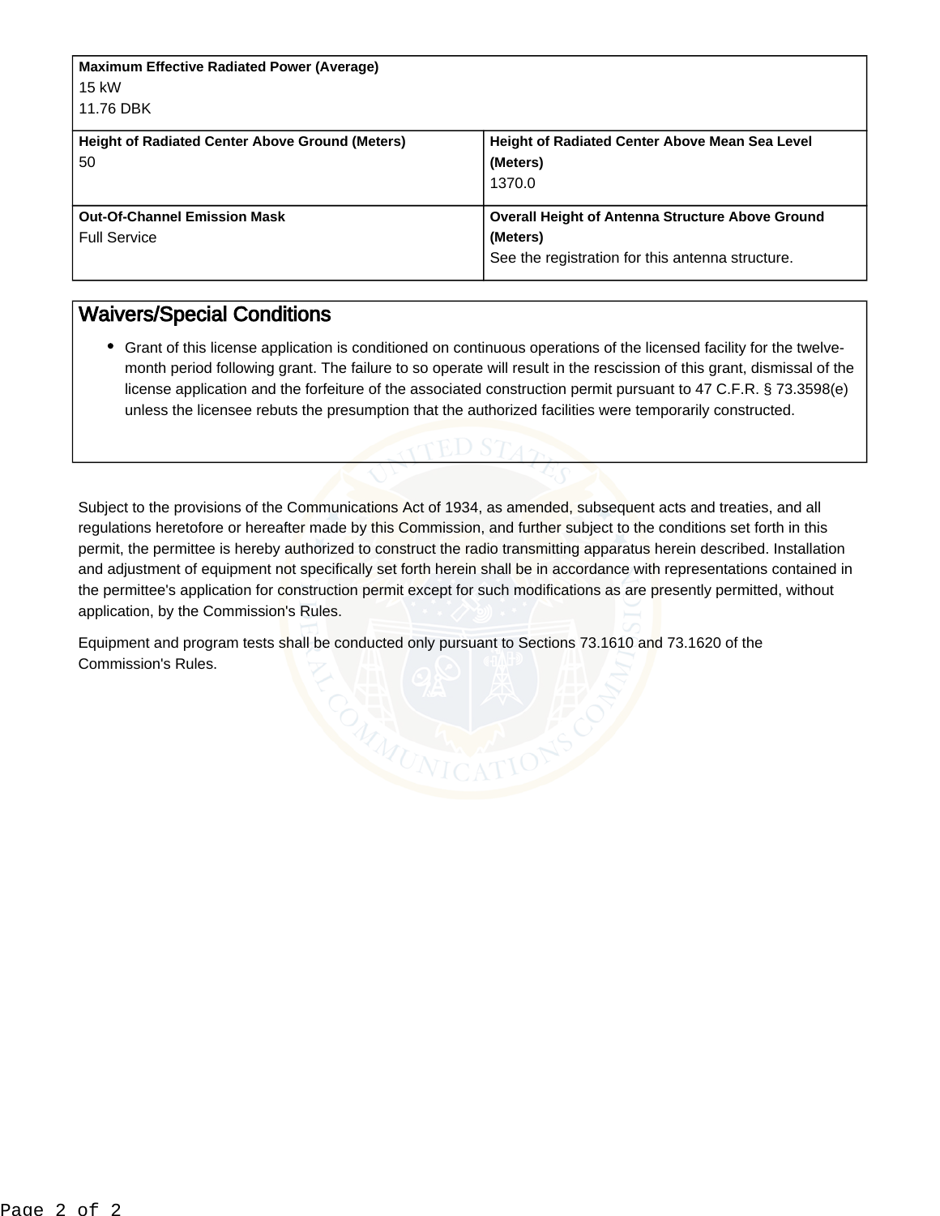| Maximum Effective Radiated Power (Average) | |
|---|---|
| 15 kW<br>11.76 DBK | |
| **Height of Radiated Center Above Ground (Meters)**<br>50 | **Height of Radiated Center Above Mean Sea Level (Meters)**<br>1370.0 |
| **Out-Of-Channel Emission Mask**<br>Full Service | **Overall Height of Antenna Structure Above Ground (Meters)**<br>See the registration for this antenna structure. |

## Waivers/Special Conditions

- Grant of this license application is conditioned on continuous operations of the licensed facility for the twelve-month period following grant. The failure to so operate will result in the rescission of this grant, dismissal of the license application and the forfeiture of the associated construction permit pursuant to 47 C.F.R. § 73.3598(e) unless the licensee rebuts the presumption that the authorized facilities were temporarily constructed.

Subject to the provisions of the Communications Act of 1934, as amended, subsequent acts and treaties, and all regulations heretofore or hereafter made by this Commission, and further subject to the conditions set forth in this permit, the permittee is hereby authorized to construct the radio transmitting apparatus herein described. Installation and adjustment of equipment not specifically set forth herein shall be in accordance with representations contained in the permittee's application for construction permit except for such modifications as are presently permitted, without application, by the Commission's Rules.

Equipment and program tests shall be conducted only pursuant to Sections 73.1610 and 73.1620 of the Commission's Rules.